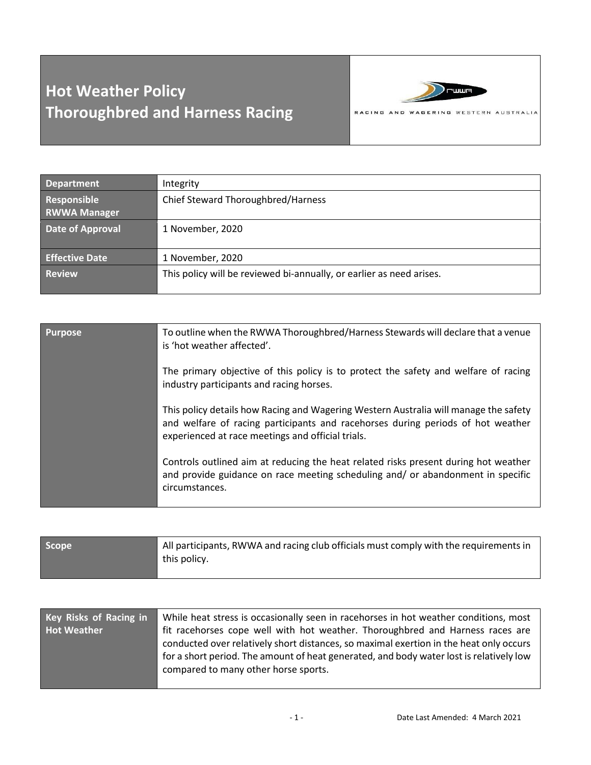# Hot Weather Policy
# Thoroughbred and Harness Racing

RACING AND WAGERING WESTERN AUSTRALIA

| | |
|---|---|
| **Department** | Integrity |
| **Responsible RWWA Manager** | Chief Steward Thoroughbred/Harness |
| **Date of Approval** | 1 November, 2020 |
| **Effective Date** | 1 November, 2020 |
| **Review** | This policy will be reviewed bi-annually, or earlier as need arises. |

| | |
|---|---|
| **Purpose** | To outline when the RWWA Thoroughbred/Harness Stewards will declare that a venue is 'hot weather affected'.<br><br>The primary objective of this policy is to protect the safety and welfare of racing industry participants and racing horses.<br><br>This policy details how Racing and Wagering Western Australia will manage the safety and welfare of racing participants and racehorses during periods of hot weather experienced at race meetings and official trials.<br><br>Controls outlined aim at reducing the heat related risks present during hot weather and provide guidance on race meeting scheduling and/ or abandonment in specific circumstances. |

| | |
|---|---|
| **Scope** | All participants, RWWA and racing club officials must comply with the requirements in this policy. |

| | |
|---|---|
| **Key Risks of Racing in Hot Weather** | While heat stress is occasionally seen in racehorses in hot weather conditions, most fit racehorses cope well with hot weather. Thoroughbred and Harness races are conducted over relatively short distances, so maximal exertion in the heat only occurs for a short period. The amount of heat generated, and body water lost is relatively low compared to many other horse sports. |

Date Last Amended: 4 March 2021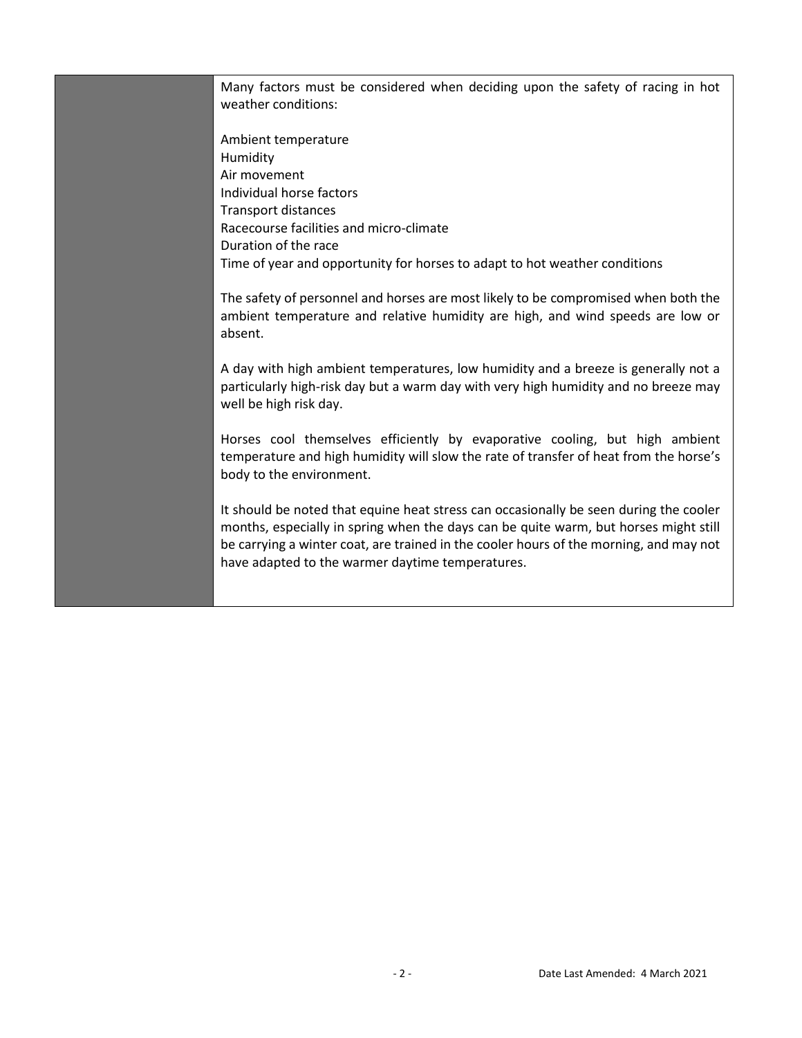Many factors must be considered when deciding upon the safety of racing in hot weather conditions:

Ambient temperature
Humidity
Air movement
Individual horse factors
Transport distances
Racecourse facilities and micro-climate
Duration of the race
Time of year and opportunity for horses to adapt to hot weather conditions

The safety of personnel and horses are most likely to be compromised when both the ambient temperature and relative humidity are high, and wind speeds are low or absent.

A day with high ambient temperatures, low humidity and a breeze is generally not a particularly high-risk day but a warm day with very high humidity and no breeze may well be high risk day.

Horses cool themselves efficiently by evaporative cooling, but high ambient temperature and high humidity will slow the rate of transfer of heat from the horse's body to the environment.

It should be noted that equine heat stress can occasionally be seen during the cooler months, especially in spring when the days can be quite warm, but horses might still be carrying a winter coat, are trained in the cooler hours of the morning, and may not have adapted to the warmer daytime temperatures.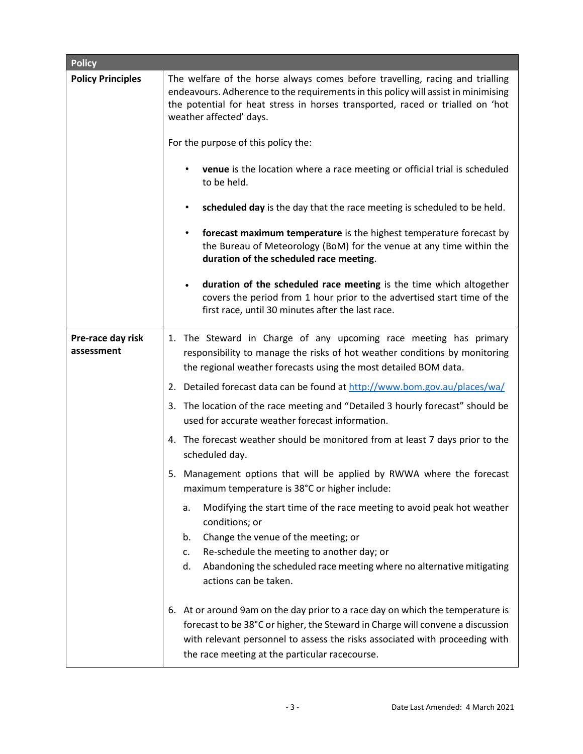| Policy | |
|---|---|
| **Policy Principles** | The welfare of the horse always comes before travelling, racing and trialling endeavours. Adherence to the requirements in this policy will assist in minimising the potential for heat stress in horses transported, raced or trialled on 'hot weather affected' days.<br><br>For the purpose of this policy the:<br><br>• **venue** is the location where a race meeting or official trial is scheduled to be held.<br><br>• **scheduled day** is the day that the race meeting is scheduled to be held.<br><br>• **forecast maximum temperature** is the highest temperature forecast by the Bureau of Meteorology (BoM) for the venue at any time within the **duration of the scheduled race meeting**.<br><br>• **duration of the scheduled race meeting** is the time which altogether covers the period from 1 hour prior to the advertised start time of the first race, until 30 minutes after the last race. |
| **Pre-race day risk assessment** | 1. The Steward in Charge of any upcoming race meeting has primary responsibility to manage the risks of hot weather conditions by monitoring the regional weather forecasts using the most detailed BOM data.<br>2. Detailed forecast data can be found at [http://www.bom.gov.au/places/wa/](http://www.bom.gov.au/places/wa/)<br>3. The location of the race meeting and "Detailed 3 hourly forecast" should be used for accurate weather forecast information.<br>4. The forecast weather should be monitored from at least 7 days prior to the scheduled day.<br>5. Management options that will be applied by RWWA where the forecast maximum temperature is 38°C or higher include:<br>a. Modifying the start time of the race meeting to avoid peak hot weather conditions; or<br>b. Change the venue of the meeting; or<br>c. Re-schedule the meeting to another day; or<br>d. Abandoning the scheduled race meeting where no alternative mitigating actions can be taken.<br><br>6. At or around 9am on the day prior to a race day on which the temperature is forecast to be 38°C or higher, the Steward in Charge will convene a discussion with relevant personnel to assess the risks associated with proceeding with the race meeting at the particular racecourse. |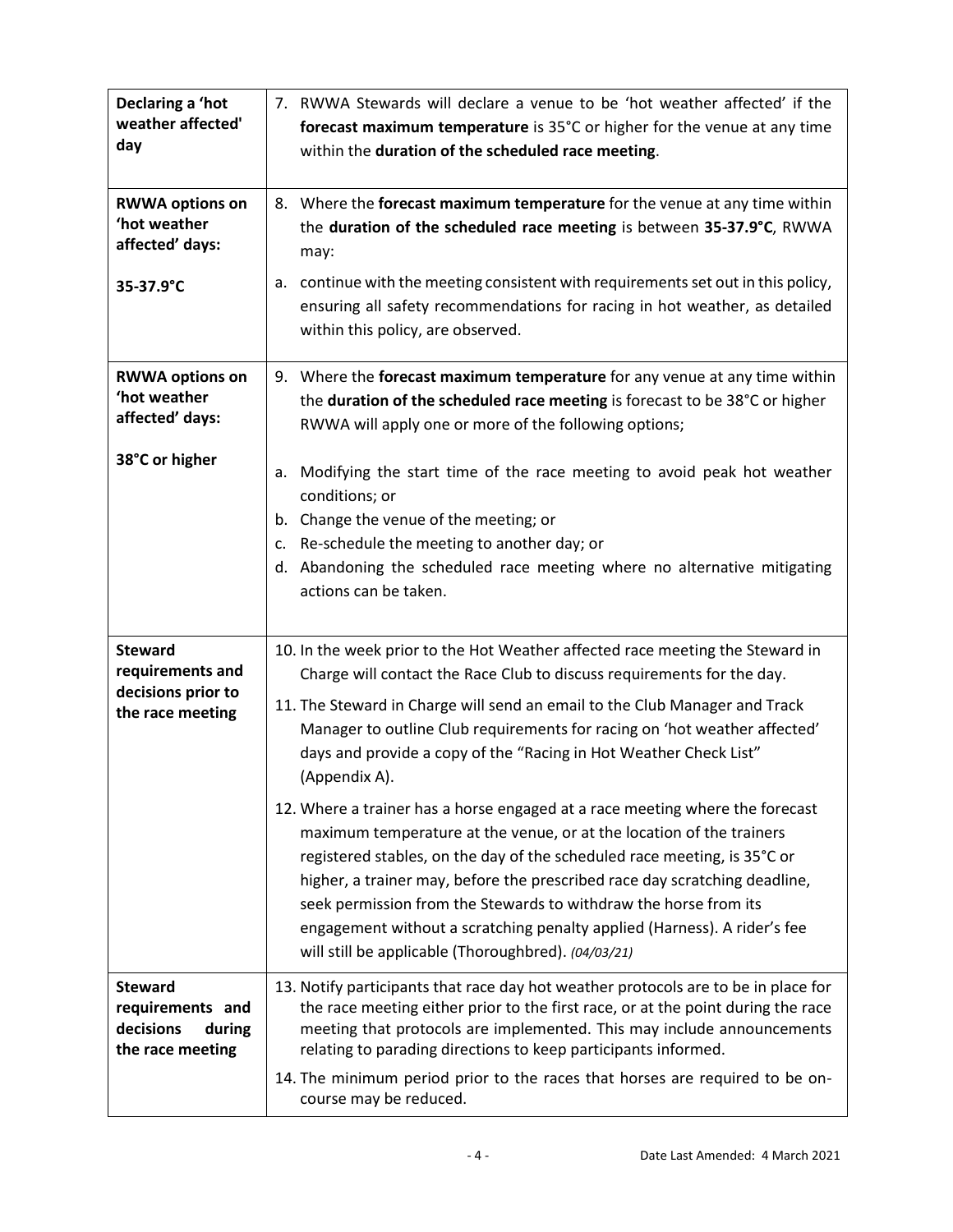| | |
|---|---|
| **Declaring a 'hot weather affected' day** | 7. RWWA Stewards will declare a venue to be 'hot weather affected' if the **forecast maximum temperature** is 35°C or higher for the venue at any time within the **duration of the scheduled race meeting**. |
| **RWWA options on 'hot weather affected' days:**<br><br>**35-37.9°C** | 8. Where the **forecast maximum temperature** for the venue at any time within the **duration of the scheduled race meeting** is between **35-37.9°C**, RWWA may:<br><br>a. continue with the meeting consistent with requirements set out in this policy, ensuring all safety recommendations for racing in hot weather, as detailed within this policy, are observed. |
| **RWWA options on 'hot weather affected' days:**<br><br>**38°C or higher** | 9. Where the **forecast maximum temperature** for any venue at any time within the **duration of the scheduled race meeting** is forecast to be 38°C or higher RWWA will apply one or more of the following options;<br><br>a. Modifying the start time of the race meeting to avoid peak hot weather conditions; or<br>b. Change the venue of the meeting; or<br>c. Re-schedule the meeting to another day; or<br>d. Abandoning the scheduled race meeting where no alternative mitigating actions can be taken. |
| **Steward requirements and decisions prior to the race meeting** | 10. In the week prior to the Hot Weather affected race meeting the Steward in Charge will contact the Race Club to discuss requirements for the day.<br><br>11. The Steward in Charge will send an email to the Club Manager and Track Manager to outline Club requirements for racing on 'hot weather affected' days and provide a copy of the "Racing in Hot Weather Check List" (Appendix A).<br><br>12. Where a trainer has a horse engaged at a race meeting where the forecast maximum temperature at the venue, or at the location of the trainers registered stables, on the day of the scheduled race meeting, is 35°C or higher, a trainer may, before the prescribed race day scratching deadline, seek permission from the Stewards to withdraw the horse from its engagement without a scratching penalty applied (Harness). A rider's fee will still be applicable (Thoroughbred). *(04/03/21)* |
| **Steward requirements and decisions during the race meeting** | 13. Notify participants that race day hot weather protocols are to be in place for the race meeting either prior to the first race, or at the point during the race meeting that protocols are implemented. This may include announcements relating to parading directions to keep participants informed.<br><br>14. The minimum period prior to the races that horses are required to be on-course may be reduced. |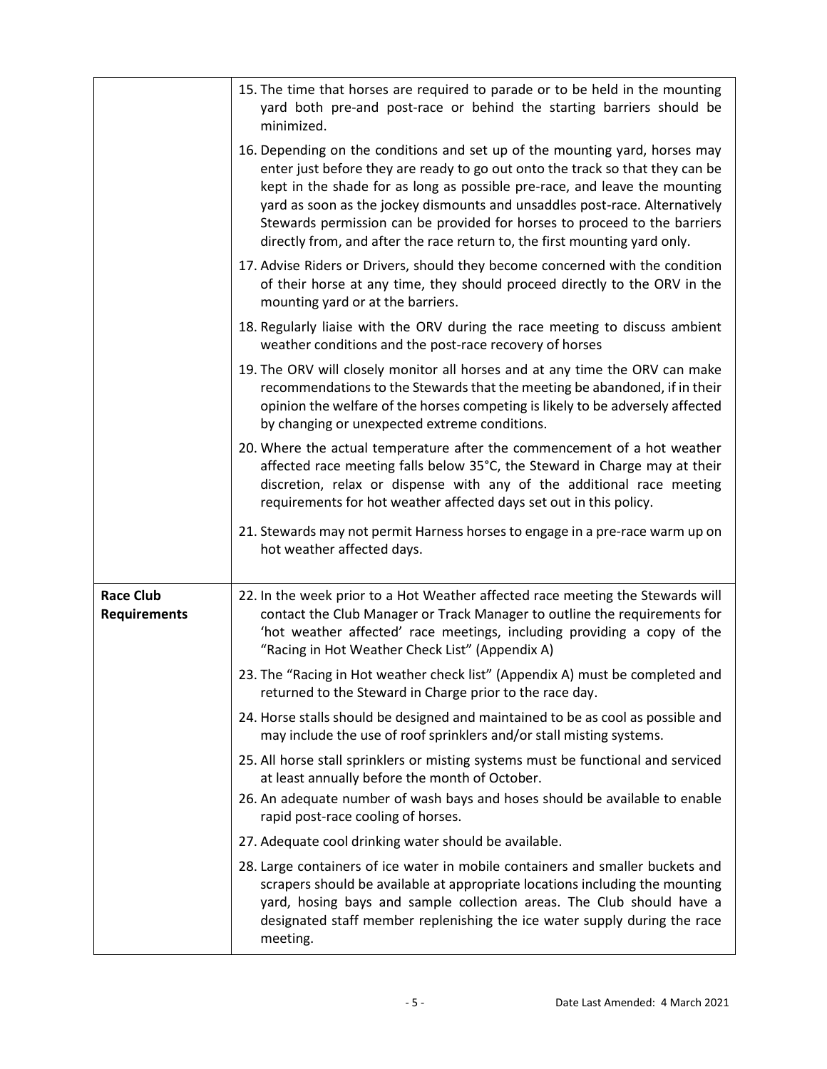| | |
|---|---|
| | 15. The time that horses are required to parade or to be held in the mounting yard both pre-and post-race or behind the starting barriers should be minimized.<br><br>16. Depending on the conditions and set up of the mounting yard, horses may enter just before they are ready to go out onto the track so that they can be kept in the shade for as long as possible pre-race, and leave the mounting yard as soon as the jockey dismounts and unsaddles post-race. Alternatively Stewards permission can be provided for horses to proceed to the barriers directly from, and after the race return to, the first mounting yard only.<br><br>17. Advise Riders or Drivers, should they become concerned with the condition of their horse at any time, they should proceed directly to the ORV in the mounting yard or at the barriers.<br><br>18. Regularly liaise with the ORV during the race meeting to discuss ambient weather conditions and the post-race recovery of horses<br><br>19. The ORV will closely monitor all horses and at any time the ORV can make recommendations to the Stewards that the meeting be abandoned, if in their opinion the welfare of the horses competing is likely to be adversely affected by changing or unexpected extreme conditions.<br><br>20. Where the actual temperature after the commencement of a hot weather affected race meeting falls below 35°C, the Steward in Charge may at their discretion, relax or dispense with any of the additional race meeting requirements for hot weather affected days set out in this policy.<br><br>21. Stewards may not permit Harness horses to engage in a pre-race warm up on hot weather affected days. |
| **Race Club Requirements** | 22. In the week prior to a Hot Weather affected race meeting the Stewards will contact the Club Manager or Track Manager to outline the requirements for 'hot weather affected' race meetings, including providing a copy of the "Racing in Hot Weather Check List" (Appendix A)<br><br>23. The "Racing in Hot weather check list" (Appendix A) must be completed and returned to the Steward in Charge prior to the race day.<br><br>24. Horse stalls should be designed and maintained to be as cool as possible and may include the use of roof sprinklers and/or stall misting systems.<br><br>25. All horse stall sprinklers or misting systems must be functional and serviced at least annually before the month of October.<br><br>26. An adequate number of wash bays and hoses should be available to enable rapid post-race cooling of horses.<br><br>27. Adequate cool drinking water should be available.<br><br>28. Large containers of ice water in mobile containers and smaller buckets and scrapers should be available at appropriate locations including the mounting yard, hosing bays and sample collection areas. The Club should have a designated staff member replenishing the ice water supply during the race meeting. |

Date Last Amended: 4 March 2021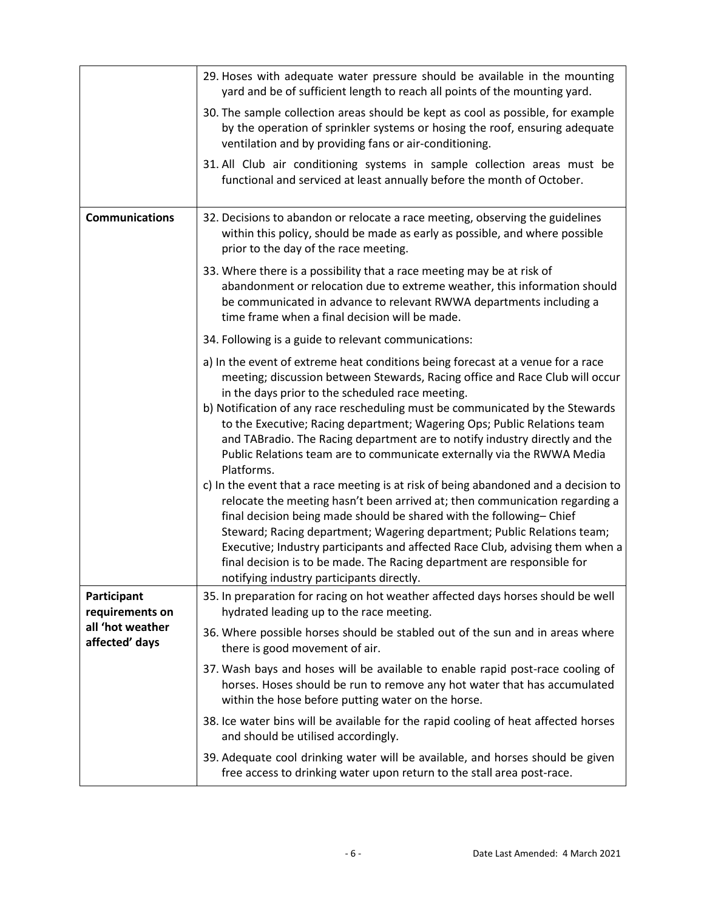| | |
|---|---|
| | 29. Hoses with adequate water pressure should be available in the mounting yard and be of sufficient length to reach all points of the mounting yard.<br><br>30. The sample collection areas should be kept as cool as possible, for example by the operation of sprinkler systems or hosing the roof, ensuring adequate ventilation and by providing fans or air-conditioning.<br><br>31. All Club air conditioning systems in sample collection areas must be functional and serviced at least annually before the month of October. |
| **Communications** | 32. Decisions to abandon or relocate a race meeting, observing the guidelines within this policy, should be made as early as possible, and where possible prior to the day of the race meeting.<br><br>33. Where there is a possibility that a race meeting may be at risk of abandonment or relocation due to extreme weather, this information should be communicated in advance to relevant RWWA departments including a time frame when a final decision will be made.<br><br>34. Following is a guide to relevant communications:<br><br>a) In the event of extreme heat conditions being forecast at a venue for a race meeting; discussion between Stewards, Racing office and Race Club will occur in the days prior to the scheduled race meeting.<br>b) Notification of any race rescheduling must be communicated by the Stewards to the Executive; Racing department; Wagering Ops; Public Relations team and TABradio. The Racing department are to notify industry directly and the Public Relations team are to communicate externally via the RWWA Media Platforms.<br>c) In the event that a race meeting is at risk of being abandoned and a decision to relocate the meeting hasn't been arrived at; then communication regarding a final decision being made should be shared with the following– Chief Steward; Racing department; Wagering department; Public Relations team; Executive; Industry participants and affected Race Club, advising them when a final decision is to be made. The Racing department are responsible for notifying industry participants directly. |
| **Participant requirements on all 'hot weather affected' days** | 35. In preparation for racing on hot weather affected days horses should be well hydrated leading up to the race meeting.<br><br>36. Where possible horses should be stabled out of the sun and in areas where there is good movement of air.<br><br>37. Wash bays and hoses will be available to enable rapid post-race cooling of horses. Hoses should be run to remove any hot water that has accumulated within the hose before putting water on the horse.<br><br>38. Ice water bins will be available for the rapid cooling of heat affected horses and should be utilised accordingly.<br><br>39. Adequate cool drinking water will be available, and horses should be given free access to drinking water upon return to the stall area post-race. |

Date Last Amended: 4 March 2021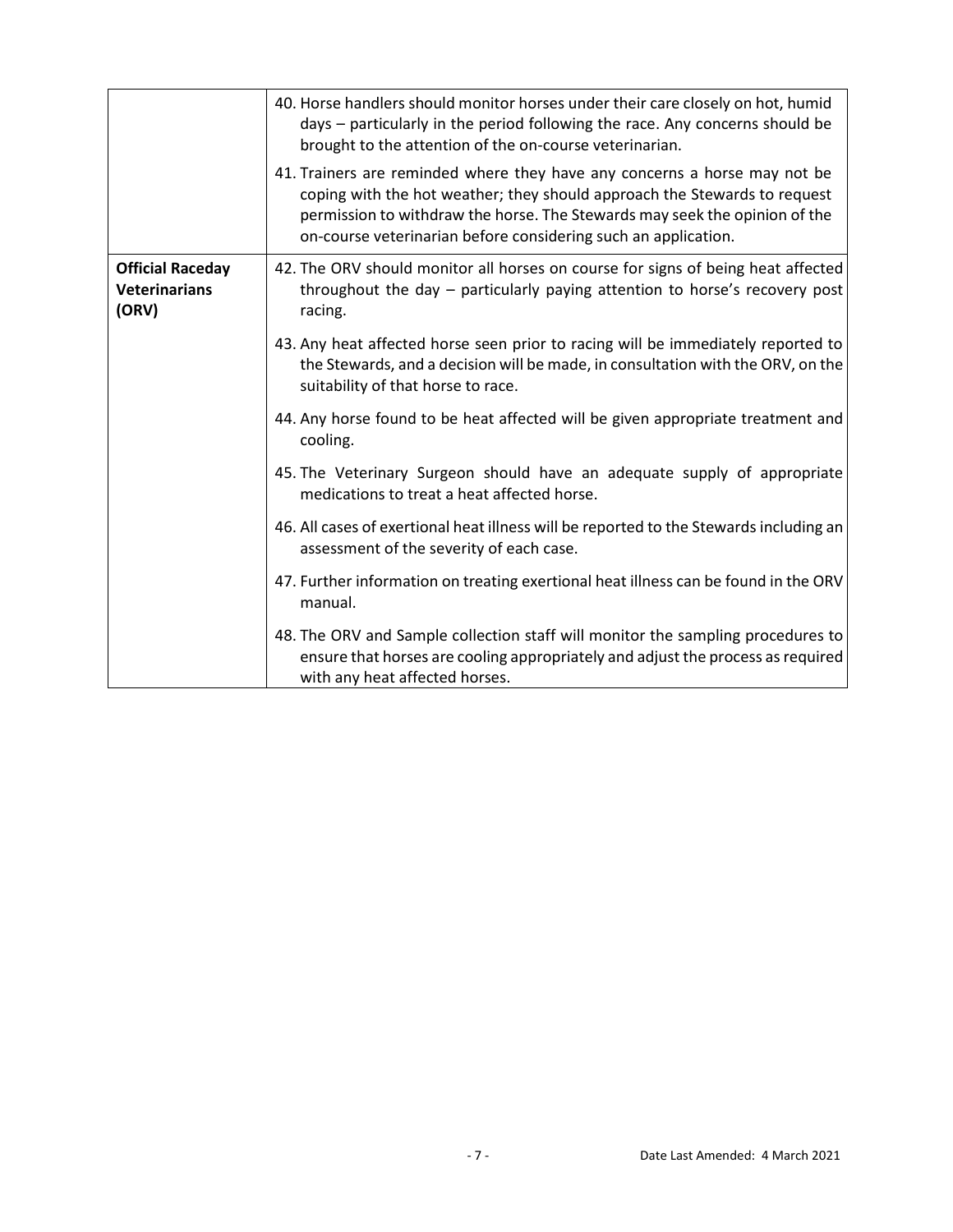| | |
|---|---|
| | 40. Horse handlers should monitor horses under their care closely on hot, humid days – particularly in the period following the race. Any concerns should be brought to the attention of the on-course veterinarian.<br><br>41. Trainers are reminded where they have any concerns a horse may not be coping with the hot weather; they should approach the Stewards to request permission to withdraw the horse. The Stewards may seek the opinion of the on-course veterinarian before considering such an application. |
| **Official Raceday Veterinarians (ORV)** | 42. The ORV should monitor all horses on course for signs of being heat affected throughout the day – particularly paying attention to horse's recovery post racing.<br><br>43. Any heat affected horse seen prior to racing will be immediately reported to the Stewards, and a decision will be made, in consultation with the ORV, on the suitability of that horse to race.<br><br>44. Any horse found to be heat affected will be given appropriate treatment and cooling.<br><br>45. The Veterinary Surgeon should have an adequate supply of appropriate medications to treat a heat affected horse.<br><br>46. All cases of exertional heat illness will be reported to the Stewards including an assessment of the severity of each case.<br><br>47. Further information on treating exertional heat illness can be found in the ORV manual.<br><br>48. The ORV and Sample collection staff will monitor the sampling procedures to ensure that horses are cooling appropriately and adjust the process as required with any heat affected horses. |

Date Last Amended: 4 March 2021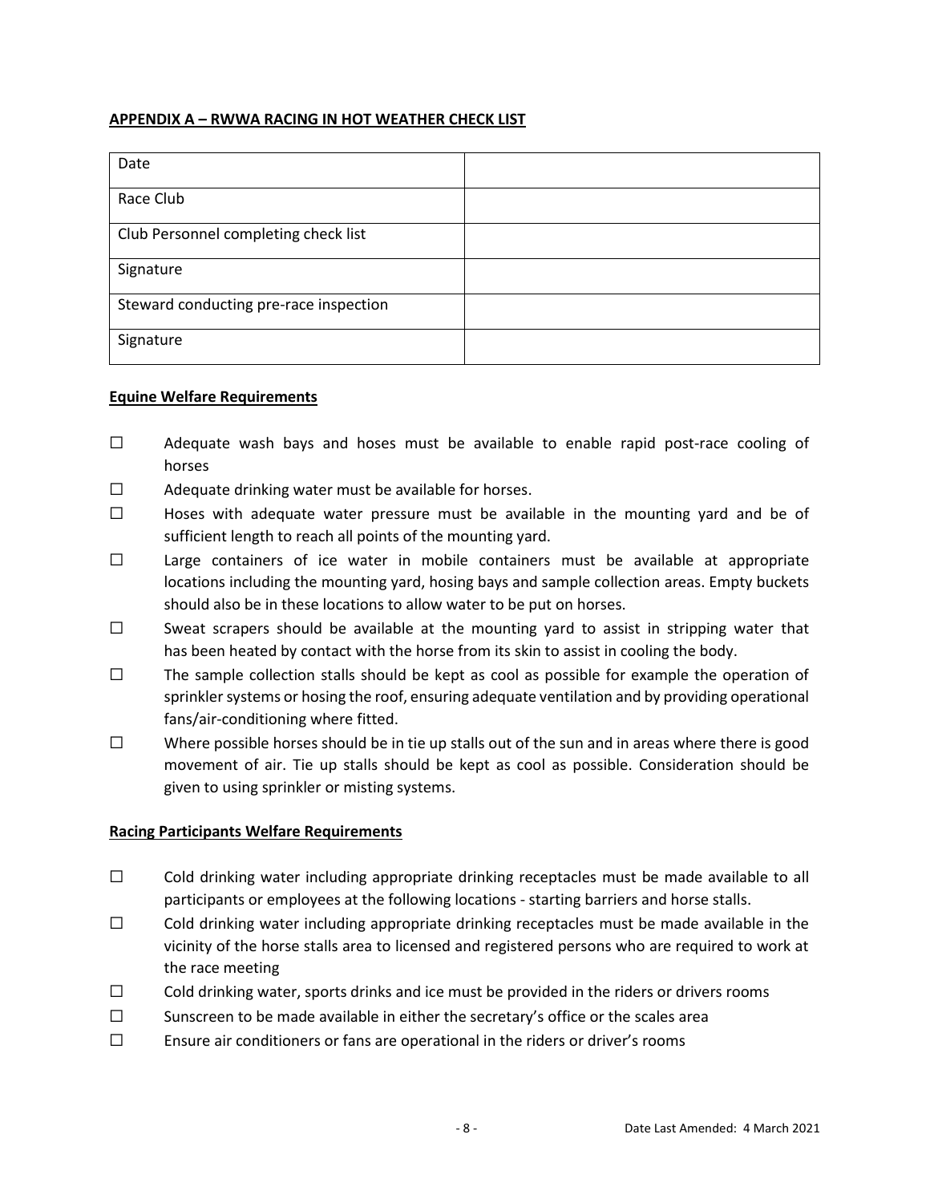**APPENDIX A – RWWA RACING IN HOT WEATHER CHECK LIST**

| | |
|---|---|
| Date | |
| Race Club | |
| Club Personnel completing check list | |
| Signature | |
| Steward conducting pre-race inspection | |
| Signature | |

**Equine Welfare Requirements**

- ☐ Adequate wash bays and hoses must be available to enable rapid post-race cooling of horses
- ☐ Adequate drinking water must be available for horses.
- ☐ Hoses with adequate water pressure must be available in the mounting yard and be of sufficient length to reach all points of the mounting yard.
- ☐ Large containers of ice water in mobile containers must be available at appropriate locations including the mounting yard, hosing bays and sample collection areas. Empty buckets should also be in these locations to allow water to be put on horses.
- ☐ Sweat scrapers should be available at the mounting yard to assist in stripping water that has been heated by contact with the horse from its skin to assist in cooling the body.
- ☐ The sample collection stalls should be kept as cool as possible for example the operation of sprinkler systems or hosing the roof, ensuring adequate ventilation and by providing operational fans/air-conditioning where fitted.
- ☐ Where possible horses should be in tie up stalls out of the sun and in areas where there is good movement of air. Tie up stalls should be kept as cool as possible. Consideration should be given to using sprinkler or misting systems.

**Racing Participants Welfare Requirements**

- ☐ Cold drinking water including appropriate drinking receptacles must be made available to all participants or employees at the following locations - starting barriers and horse stalls.
- ☐ Cold drinking water including appropriate drinking receptacles must be made available in the vicinity of the horse stalls area to licensed and registered persons who are required to work at the race meeting
- ☐ Cold drinking water, sports drinks and ice must be provided in the riders or drivers rooms
- ☐ Sunscreen to be made available in either the secretary's office or the scales area
- ☐ Ensure air conditioners or fans are operational in the riders or driver's rooms